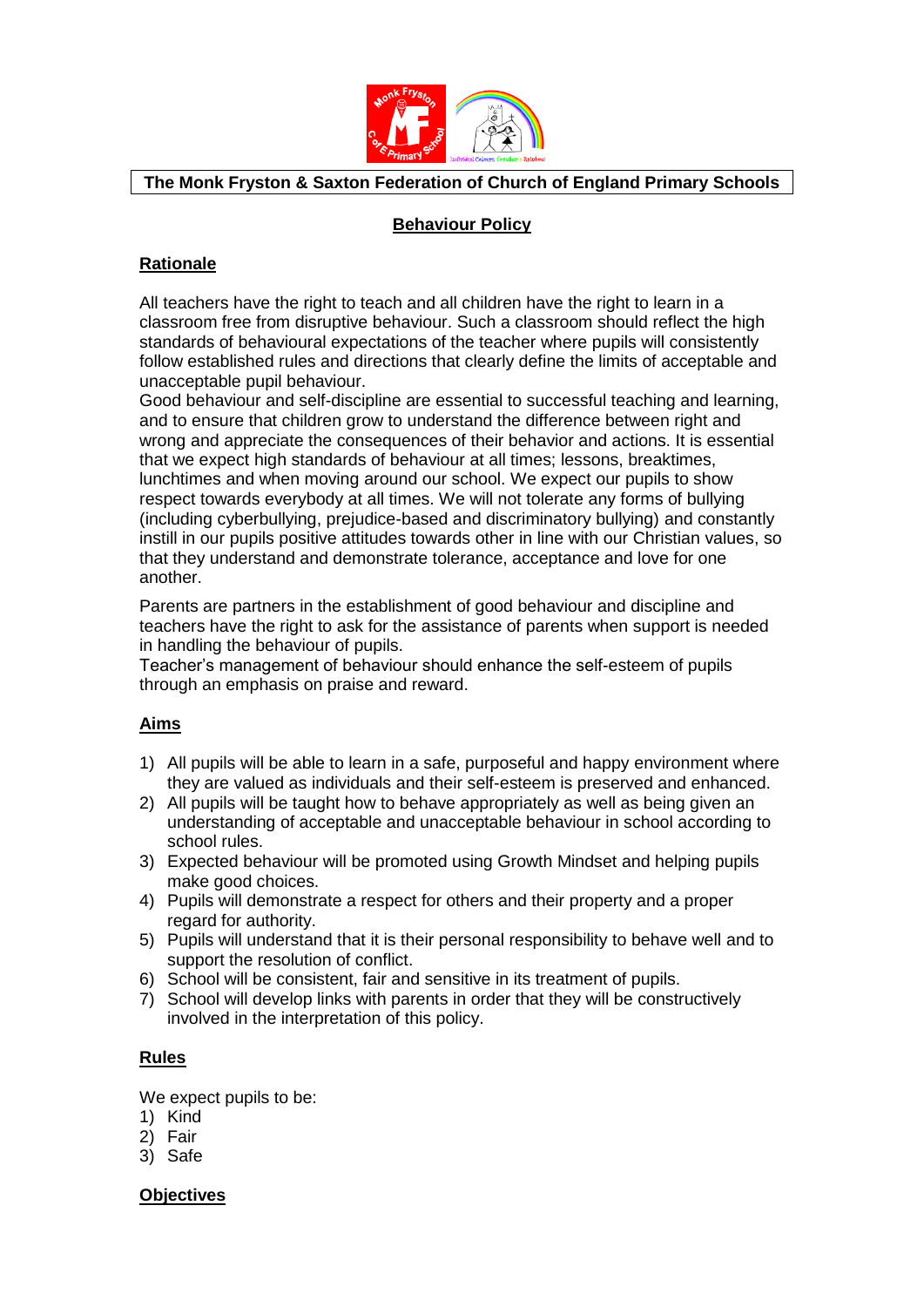**The Monk Fryston & Saxton Federation of Church of England Primary Schools**

# Behaviour Policy

## Rationale

All teachers have the right to teach and all children have the right to learn in a classroom free from disruptive behaviour. Such a classroom should reflect the high standards of behavioural expectations of the teacher where pupils will consistently follow established rules and directions that clearly define the limits of acceptable and unacceptable pupil behaviour.

Good behaviour and self-discipline are essential to successful teaching and learning, and to ensure that children grow to understand the difference between right and wrong and appreciate the consequences of their behavior and actions. It is essential that we expect high standards of behaviour at all times; lessons, breaktimes, lunchtimes and when moving around our school. We expect our pupils to show respect towards everybody at all times. We will not tolerate any forms of bullying (including cyberbullying, prejudice-based and discriminatory bullying) and constantly instill in our pupils positive attitudes towards other in line with our Christian values, so that they understand and demonstrate tolerance, acceptance and love for one another.

Parents are partners in the establishment of good behaviour and discipline and teachers have the right to ask for the assistance of parents when support is needed in handling the behaviour of pupils.

Teacher's management of behaviour should enhance the self-esteem of pupils through an emphasis on praise and reward.

## Aims

1) All pupils will be able to learn in a safe, purposeful and happy environment where they are valued as individuals and their self-esteem is preserved and enhanced.
2) All pupils will be taught how to behave appropriately as well as being given an understanding of acceptable and unacceptable behaviour in school according to school rules.
3) Expected behaviour will be promoted using Growth Mindset and helping pupils make good choices.
4) Pupils will demonstrate a respect for others and their property and a proper regard for authority.
5) Pupils will understand that it is their personal responsibility to behave well and to support the resolution of conflict.
6) School will be consistent, fair and sensitive in its treatment of pupils.
7) School will develop links with parents in order that they will be constructively involved in the interpretation of this policy.

## Rules

We expect pupils to be:

1) Kind
2) Fair
3) Safe

## Objectives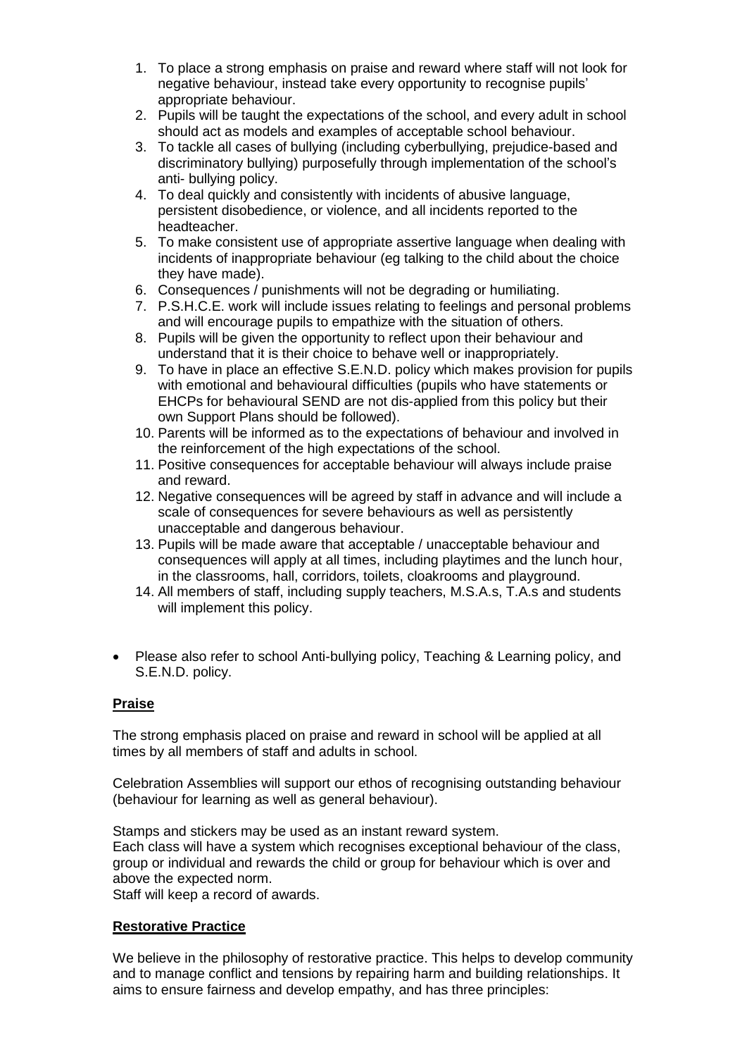1. To place a strong emphasis on praise and reward where staff will not look for negative behaviour, instead take every opportunity to recognise pupils' appropriate behaviour.
2. Pupils will be taught the expectations of the school, and every adult in school should act as models and examples of acceptable school behaviour.
3. To tackle all cases of bullying (including cyberbullying, prejudice-based and discriminatory bullying) purposefully through implementation of the school's anti- bullying policy.
4. To deal quickly and consistently with incidents of abusive language, persistent disobedience, or violence, and all incidents reported to the headteacher.
5. To make consistent use of appropriate assertive language when dealing with incidents of inappropriate behaviour (eg talking to the child about the choice they have made).
6. Consequences / punishments will not be degrading or humiliating.
7. P.S.H.C.E. work will include issues relating to feelings and personal problems and will encourage pupils to empathize with the situation of others.
8. Pupils will be given the opportunity to reflect upon their behaviour and understand that it is their choice to behave well or inappropriately.
9. To have in place an effective S.E.N.D. policy which makes provision for pupils with emotional and behavioural difficulties (pupils who have statements or EHCPs for behavioural SEND are not dis-applied from this policy but their own Support Plans should be followed).
10. Parents will be informed as to the expectations of behaviour and involved in the reinforcement of the high expectations of the school.
11. Positive consequences for acceptable behaviour will always include praise and reward.
12. Negative consequences will be agreed by staff in advance and will include a scale of consequences for severe behaviours as well as persistently unacceptable and dangerous behaviour.
13. Pupils will be made aware that acceptable / unacceptable behaviour and consequences will apply at all times, including playtimes and the lunch hour, in the classrooms, hall, corridors, toilets, cloakrooms and playground.
14. All members of staff, including supply teachers, M.S.A.s, T.A.s and students will implement this policy.

- Please also refer to school Anti-bullying policy, Teaching & Learning policy, and S.E.N.D. policy.

## Praise

The strong emphasis placed on praise and reward in school will be applied at all times by all members of staff and adults in school.

Celebration Assemblies will support our ethos of recognising outstanding behaviour (behaviour for learning as well as general behaviour).

Stamps and stickers may be used as an instant reward system.
Each class will have a system which recognises exceptional behaviour of the class, group or individual and rewards the child or group for behaviour which is over and above the expected norm.
Staff will keep a record of awards.

## Restorative Practice

We believe in the philosophy of restorative practice. This helps to develop community and to manage conflict and tensions by repairing harm and building relationships. It aims to ensure fairness and develop empathy, and has three principles: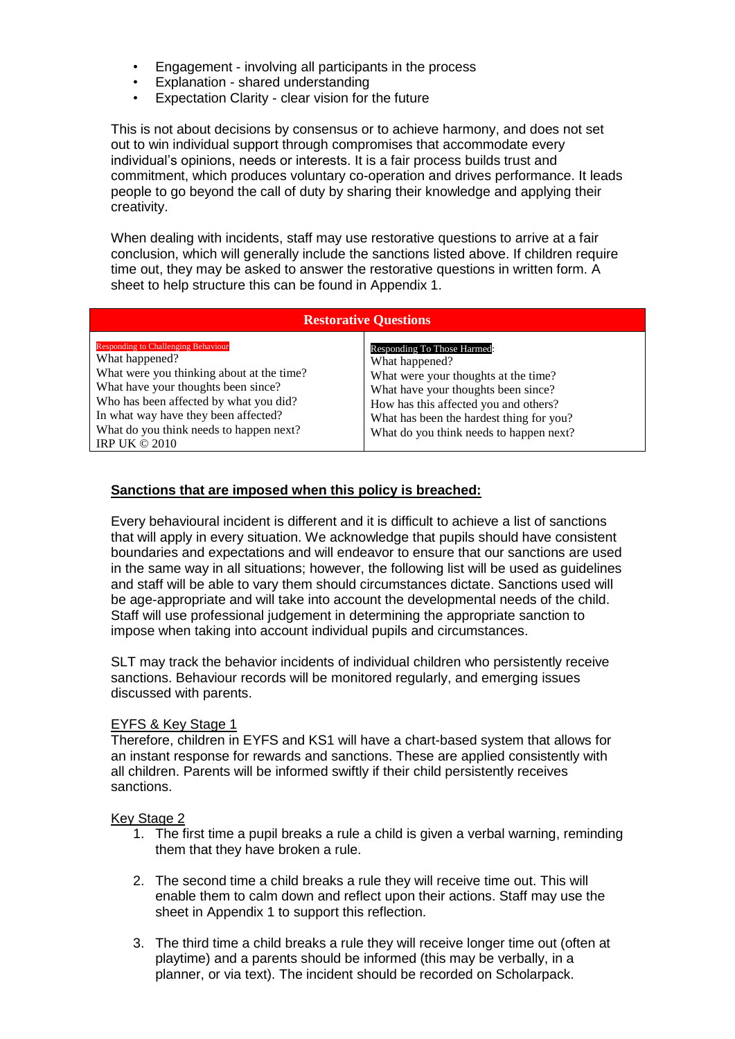- Engagement - involving all participants in the process
- Explanation - shared understanding
- Expectation Clarity - clear vision for the future

This is not about decisions by consensus or to achieve harmony, and does not set out to win individual support through compromises that accommodate every individual's opinions, needs or interests. It is a fair process builds trust and commitment, which produces voluntary co-operation and drives performance. It leads people to go beyond the call of duty by sharing their knowledge and applying their creativity.

When dealing with incidents, staff may use restorative questions to arrive at a fair conclusion, which will generally include the sanctions listed above. If children require time out, they may be asked to answer the restorative questions in written form. A sheet to help structure this can be found in Appendix 1.

| Restorative Questions | |
|---|---|
| Responding to Challenging Behaviour<br>What happened?<br>What were you thinking about at the time?<br>What have your thoughts been since?<br>Who has been affected by what you did?<br>In what way have they been affected?<br>What do you think needs to happen next?<br>IRP UK © 2010 | Responding To Those Harmed:<br>What happened?<br>What were your thoughts at the time?<br>What have your thoughts been since?<br>How has this affected you and others?<br>What has been the hardest thing for you?<br>What do you think needs to happen next? |

**Sanctions that are imposed when this policy is breached:**

Every behavioural incident is different and it is difficult to achieve a list of sanctions that will apply in every situation. We acknowledge that pupils should have consistent boundaries and expectations and will endeavor to ensure that our sanctions are used in the same way in all situations; however, the following list will be used as guidelines and staff will be able to vary them should circumstances dictate. Sanctions used will be age-appropriate and will take into account the developmental needs of the child. Staff will use professional judgement in determining the appropriate sanction to impose when taking into account individual pupils and circumstances.

SLT may track the behavior incidents of individual children who persistently receive sanctions. Behaviour records will be monitored regularly, and emerging issues discussed with parents.

EYFS & Key Stage 1

Therefore, children in EYFS and KS1 will have a chart-based system that allows for an instant response for rewards and sanctions. These are applied consistently with all children. Parents will be informed swiftly if their child persistently receives sanctions.

Key Stage 2

1. The first time a pupil breaks a rule a child is given a verbal warning, reminding them that they have broken a rule.

2. The second time a child breaks a rule they will receive time out. This will enable them to calm down and reflect upon their actions. Staff may use the sheet in Appendix 1 to support this reflection.

3. The third time a child breaks a rule they will receive longer time out (often at playtime) and a parents should be informed (this may be verbally, in a planner, or via text). The incident should be recorded on Scholarpack.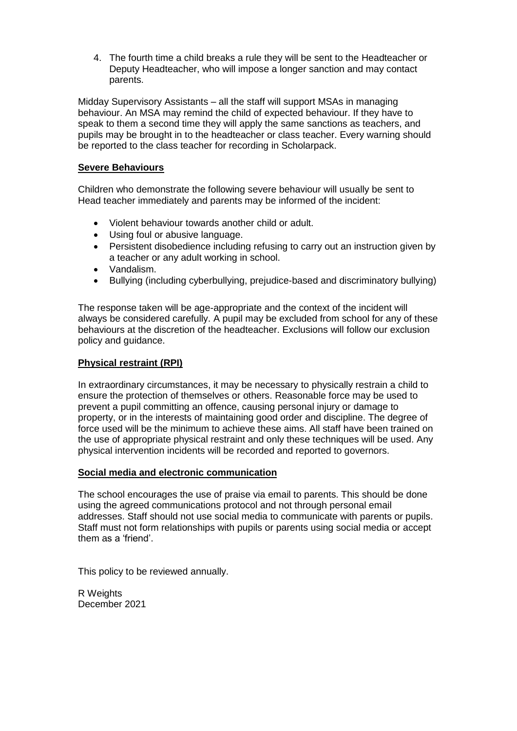4. The fourth time a child breaks a rule they will be sent to the Headteacher or Deputy Headteacher, who will impose a longer sanction and may contact parents.

Midday Supervisory Assistants – all the staff will support MSAs in managing behaviour. An MSA may remind the child of expected behaviour. If they have to speak to them a second time they will apply the same sanctions as teachers, and pupils may be brought in to the headteacher or class teacher. Every warning should be reported to the class teacher for recording in Scholarpack.

**Severe Behaviours**

Children who demonstrate the following severe behaviour will usually be sent to Head teacher immediately and parents may be informed of the incident:

- Violent behaviour towards another child or adult.
- Using foul or abusive language.
- Persistent disobedience including refusing to carry out an instruction given by a teacher or any adult working in school.
- Vandalism.
- Bullying (including cyberbullying, prejudice-based and discriminatory bullying)

The response taken will be age-appropriate and the context of the incident will always be considered carefully. A pupil may be excluded from school for any of these behaviours at the discretion of the headteacher. Exclusions will follow our exclusion policy and guidance.

**Physical restraint (RPI)**

In extraordinary circumstances, it may be necessary to physically restrain a child to ensure the protection of themselves or others. Reasonable force may be used to prevent a pupil committing an offence, causing personal injury or damage to property, or in the interests of maintaining good order and discipline. The degree of force used will be the minimum to achieve these aims. All staff have been trained on the use of appropriate physical restraint and only these techniques will be used. Any physical intervention incidents will be recorded and reported to governors.

**Social media and electronic communication**

The school encourages the use of praise via email to parents. This should be done using the agreed communications protocol and not through personal email addresses. Staff should not use social media to communicate with parents or pupils. Staff must not form relationships with pupils or parents using social media or accept them as a 'friend'.

This policy to be reviewed annually.

R Weights
December 2021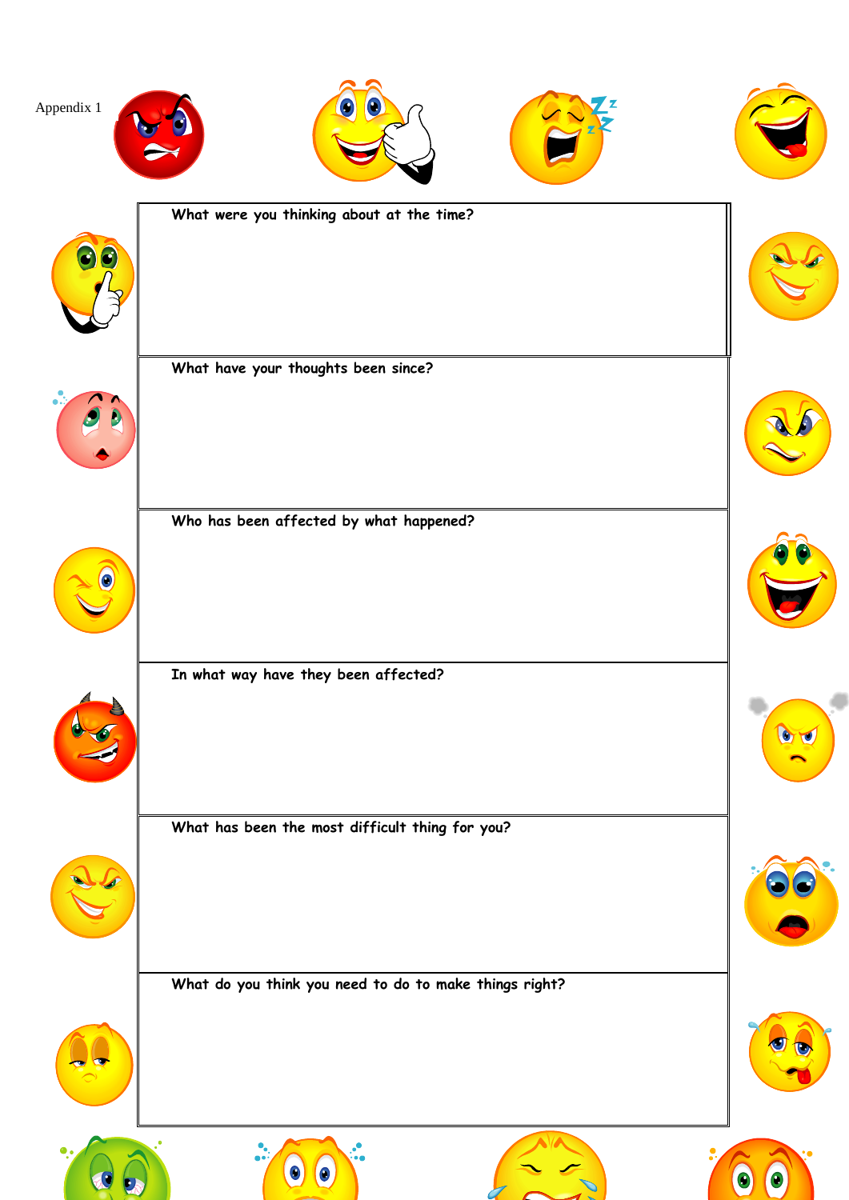Appendix 1

| What were you thinking about at the time? |
|---|
| What have your thoughts been since? |
| Who has been affected by what happened? |
| In what way have they been affected? |
| What has been the most difficult thing for you? |
| What do you think you need to do to make things right? |